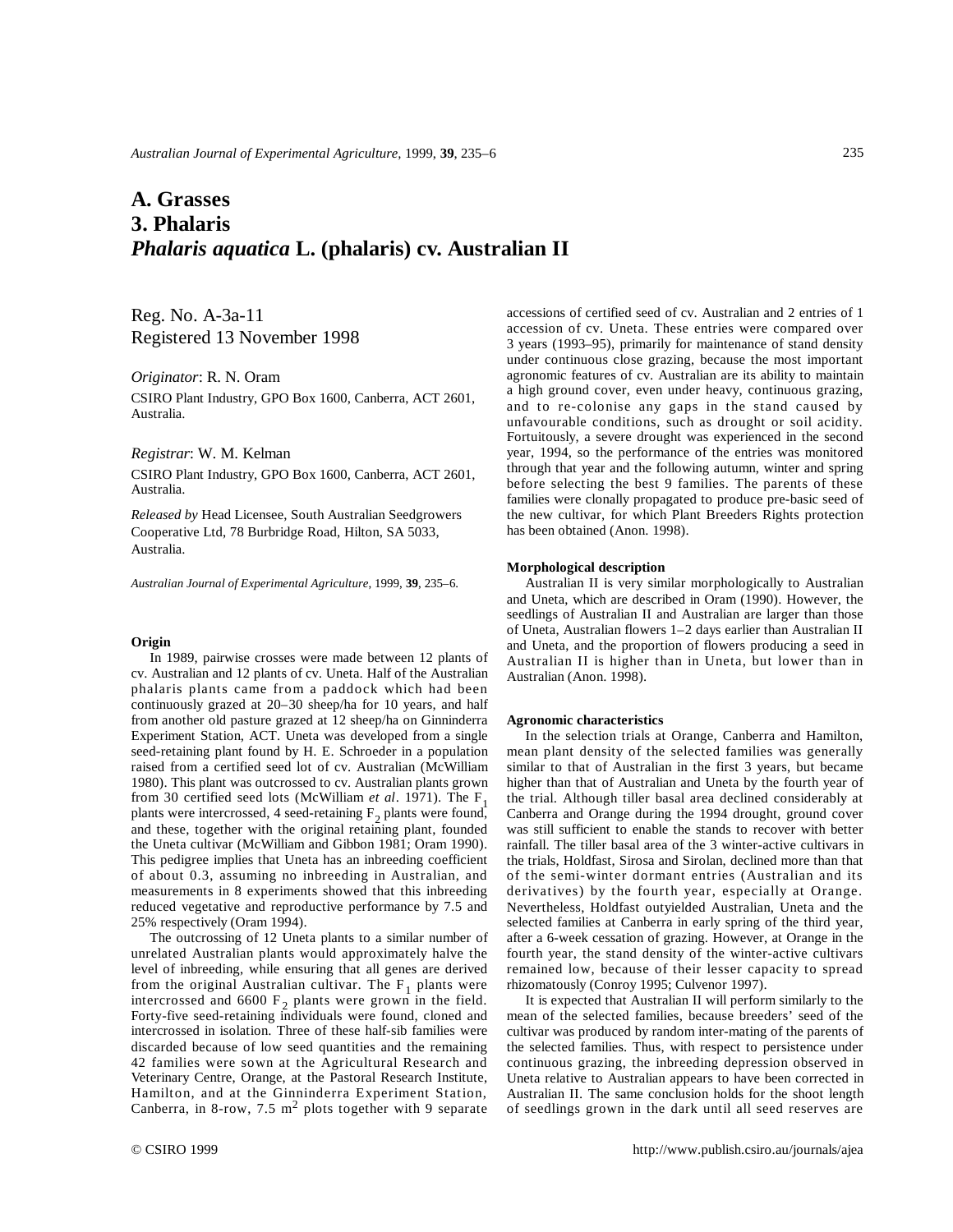# A. Grasses
# 3. Phalaris
# *Phalaris aquatica* L. (phalaris) cv. Australian II

Reg. No. A-3a-11
Registered 13 November 1998

*Originator*: R. N. Oram

CSIRO Plant Industry, GPO Box 1600, Canberra, ACT 2601, Australia.

*Registrar*: W. M. Kelman

CSIRO Plant Industry, GPO Box 1600, Canberra, ACT 2601, Australia.

*Released by* Head Licensee, South Australian Seedgrowers Cooperative Ltd, 78 Burbridge Road, Hilton, SA 5033, Australia.

*Australian Journal of Experimental Agriculture*, 1999, **39**, 235–6.

### Origin

In 1989, pairwise crosses were made between 12 plants of cv. Australian and 12 plants of cv. Uneta. Half of the Australian phalaris plants came from a paddock which had been continuously grazed at 20–30 sheep/ha for 10 years, and half from another old pasture grazed at 12 sheep/ha on Ginninderra Experiment Station, ACT. Uneta was developed from a single seed-retaining plant found by H. E. Schroeder in a population raised from a certified seed lot of cv. Australian (McWilliam 1980). This plant was outcrossed to cv. Australian plants grown from 30 certified seed lots (McWilliam *et al*. 1971). The $F_1$ plants were intercrossed, 4 seed-retaining $F_2$ plants were found, and these, together with the original retaining plant, founded the Uneta cultivar (McWilliam and Gibbon 1981; Oram 1990). This pedigree implies that Uneta has an inbreeding coefficient of about 0.3, assuming no inbreeding in Australian, and measurements in 8 experiments showed that this inbreeding reduced vegetative and reproductive performance by 7.5 and 25% respectively (Oram 1994).

The outcrossing of 12 Uneta plants to a similar number of unrelated Australian plants would approximately halve the level of inbreeding, while ensuring that all genes are derived from the original Australian cultivar. The $F_1$ plants were intercrossed and 6600 $F_2$ plants were grown in the field. Forty-five seed-retaining individuals were found, cloned and intercrossed in isolation. Three of these half-sib families were discarded because of low seed quantities and the remaining 42 families were sown at the Agricultural Research and Veterinary Centre, Orange, at the Pastoral Research Institute, Hamilton, and at the Ginninderra Experiment Station, Canberra, in 8-row, 7.5 $m^2$ plots together with 9 separate accessions of certified seed of cv. Australian and 2 entries of 1 accession of cv. Uneta. These entries were compared over 3 years (1993–95), primarily for maintenance of stand density under continuous close grazing, because the most important agronomic features of cv. Australian are its ability to maintain a high ground cover, even under heavy, continuous grazing, and to re-colonise any gaps in the stand caused by unfavourable conditions, such as drought or soil acidity. Fortuitously, a severe drought was experienced in the second year, 1994, so the performance of the entries was monitored through that year and the following autumn, winter and spring before selecting the best 9 families. The parents of these families were clonally propagated to produce pre-basic seed of the new cultivar, for which Plant Breeders Rights protection has been obtained (Anon. 1998).

### Morphological description

Australian II is very similar morphologically to Australian and Uneta, which are described in Oram (1990). However, the seedlings of Australian II and Australian are larger than those of Uneta, Australian flowers 1–2 days earlier than Australian II and Uneta, and the proportion of flowers producing a seed in Australian II is higher than in Uneta, but lower than in Australian (Anon. 1998).

### Agronomic characteristics

In the selection trials at Orange, Canberra and Hamilton, mean plant density of the selected families was generally similar to that of Australian in the first 3 years, but became higher than that of Australian and Uneta by the fourth year of the trial. Although tiller basal area declined considerably at Canberra and Orange during the 1994 drought, ground cover was still sufficient to enable the stands to recover with better rainfall. The tiller basal area of the 3 winter-active cultivars in the trials, Holdfast, Sirosa and Sirolan, declined more than that of the semi-winter dormant entries (Australian and its derivatives) by the fourth year, especially at Orange. Nevertheless, Holdfast outyielded Australian, Uneta and the selected families at Canberra in early spring of the third year, after a 6-week cessation of grazing. However, at Orange in the fourth year, the stand density of the winter-active cultivars remained low, because of their lesser capacity to spread rhizomatously (Conroy 1995; Culvenor 1997).

It is expected that Australian II will perform similarly to the mean of the selected families, because breeders' seed of the cultivar was produced by random inter-mating of the parents of the selected families. Thus, with respect to persistence under continuous grazing, the inbreeding depression observed in Uneta relative to Australian appears to have been corrected in Australian II. The same conclusion holds for the shoot length of seedlings grown in the dark until all seed reserves are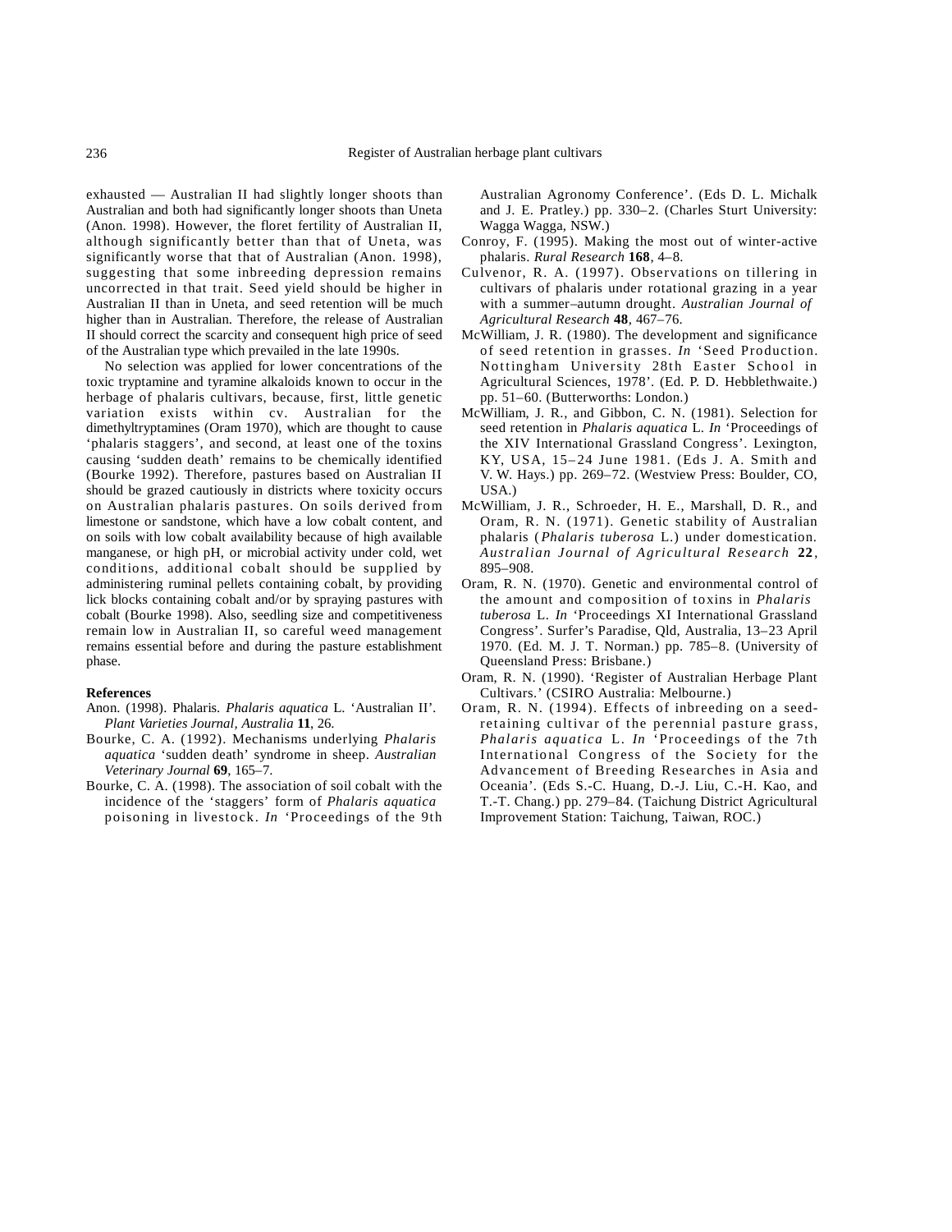exhausted — Australian II had slightly longer shoots than Australian and both had significantly longer shoots than Uneta (Anon. 1998). However, the floret fertility of Australian II, although significantly better than that of Uneta, was significantly worse that that of Australian (Anon. 1998), suggesting that some inbreeding depression remains uncorrected in that trait. Seed yield should be higher in Australian II than in Uneta, and seed retention will be much higher than in Australian. Therefore, the release of Australian II should correct the scarcity and consequent high price of seed of the Australian type which prevailed in the late 1990s.

No selection was applied for lower concentrations of the toxic tryptamine and tyramine alkaloids known to occur in the herbage of phalaris cultivars, because, first, little genetic variation exists within cv. Australian for the dimethyltryptamines (Oram 1970), which are thought to cause 'phalaris staggers', and second, at least one of the toxins causing 'sudden death' remains to be chemically identified (Bourke 1992). Therefore, pastures based on Australian II should be grazed cautiously in districts where toxicity occurs on Australian phalaris pastures. On soils derived from limestone or sandstone, which have a low cobalt content, and on soils with low cobalt availability because of high available manganese, or high pH, or microbial activity under cold, wet conditions, additional cobalt should be supplied by administering ruminal pellets containing cobalt, by providing lick blocks containing cobalt and/or by spraying pastures with cobalt (Bourke 1998). Also, seedling size and competitiveness remain low in Australian II, so careful weed management remains essential before and during the pasture establishment phase.

### References

Anon. (1998). Phalaris. *Phalaris aquatica* L. 'Australian II'. *Plant Varieties Journal, Australia* **11**, 26.

Bourke, C. A. (1992). Mechanisms underlying *Phalaris aquatica* 'sudden death' syndrome in sheep. *Australian Veterinary Journal* **69**, 165–7.

Bourke, C. A. (1998). The association of soil cobalt with the incidence of the 'staggers' form of *Phalaris aquatica* poisoning in livestock. *In* 'Proceedings of the 9th Australian Agronomy Conference'. (Eds D. L. Michalk and J. E. Pratley.) pp. 330–2. (Charles Sturt University: Wagga Wagga, NSW.)

Conroy, F. (1995). Making the most out of winter-active phalaris. *Rural Research* **168**, 4–8.

Culvenor, R. A. (1997). Observations on tillering in cultivars of phalaris under rotational grazing in a year with a summer–autumn drought. *Australian Journal of Agricultural Research* **48**, 467–76.

McWilliam, J. R. (1980). The development and significance of seed retention in grasses. *In* 'Seed Production. Nottingham University 28th Easter School in Agricultural Sciences, 1978'. (Ed. P. D. Hebblethwaite.) pp. 51–60. (Butterworths: London.)

McWilliam, J. R., and Gibbon, C. N. (1981). Selection for seed retention in *Phalaris aquatica* L. *In* 'Proceedings of the XIV International Grassland Congress'. Lexington, KY, USA, 15–24 June 1981. (Eds J. A. Smith and V. W. Hays.) pp. 269–72. (Westview Press: Boulder, CO, USA.)

McWilliam, J. R., Schroeder, H. E., Marshall, D. R., and Oram, R. N. (1971). Genetic stability of Australian phalaris (*Phalaris tuberosa* L.) under domestication. *Australian Journal of Agricultural Research* **22**, 895–908.

Oram, R. N. (1970). Genetic and environmental control of the amount and composition of toxins in *Phalaris tuberosa* L. *In* 'Proceedings XI International Grassland Congress'. Surfer's Paradise, Qld, Australia, 13–23 April 1970. (Ed. M. J. T. Norman.) pp. 785–8. (University of Queensland Press: Brisbane.)

Oram, R. N. (1990). 'Register of Australian Herbage Plant Cultivars.' (CSIRO Australia: Melbourne.)

Oram, R. N. (1994). Effects of inbreeding on a seed-retaining cultivar of the perennial pasture grass, *Phalaris aquatica* L. *In* 'Proceedings of the 7th International Congress of the Society for the Advancement of Breeding Researches in Asia and Oceania'. (Eds S.-C. Huang, D.-J. Liu, C.-H. Kao, and T.-T. Chang.) pp. 279–84. (Taichung District Agricultural Improvement Station: Taichung, Taiwan, ROC.)